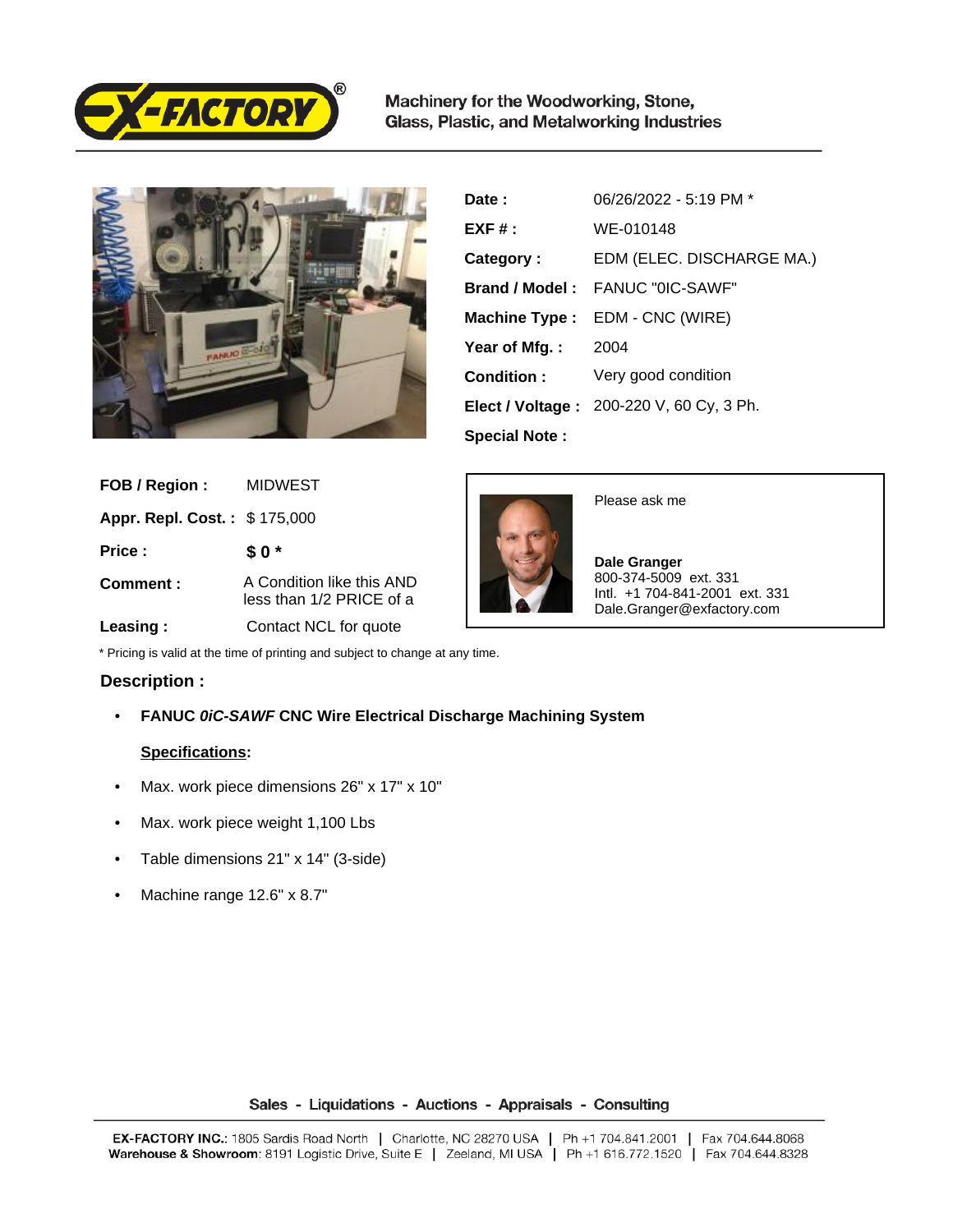Machinery for the Woodworking, Stone, Glass, Plastic, and Metalworking Industries

| | |
|---|---|
| **Date :** | 06/26/2022 - 5:19 PM * |
| **EXF # :** | WE-010148 |
| **Category :** | EDM (ELEC. DISCHARGE MA.) |
| **Brand / Model :** | FANUC "0IC-SAWF" |
| **Machine Type :** | EDM - CNC (WIRE) |
| **Year of Mfg. :** | 2004 |
| **Condition :** | Very good condition |
| **Elect / Voltage :** | 200-220 V, 60 Cy, 3 Ph. |
| **Special Note :** | |

| | |
|---|---|
| **FOB / Region :** | MIDWEST |
| **Appr. Repl. Cost. :** | $ 175,000 |
| **Price :** | **$ 0 *** |
| **Comment :** | A Condition like this AND less than 1/2 PRICE of a |
| **Leasing :** | Contact NCL for quote |

Please ask me

**Dale Granger**
800-374-5009 ext. 331
Intl. +1 704-841-2001 ext. 331
Dale.Granger@exfactory.com

* Pricing is valid at the time of printing and subject to change at any time.

## Description :

- **FANUC *0iC-SAWF* CNC Wire Electrical Discharge Machining System**

  **Specifications:**

- Max. work piece dimensions 26" x 17" x 10"
- Max. work piece weight 1,100 Lbs
- Table dimensions 21" x 14" (3-side)
- Machine range 12.6" x 8.7"

Sales - Liquidations - Auctions - Appraisals - Consulting

**EX-FACTORY INC.**: 1805 Sardis Road North | Charlotte, NC 28270 USA | Ph +1 704.841.2001 | Fax 704.644.8068
**Warehouse & Showroom**: 8191 Logistic Drive, Suite E | Zeeland, MI USA | Ph +1 616.772.1520 | Fax 704.644.8328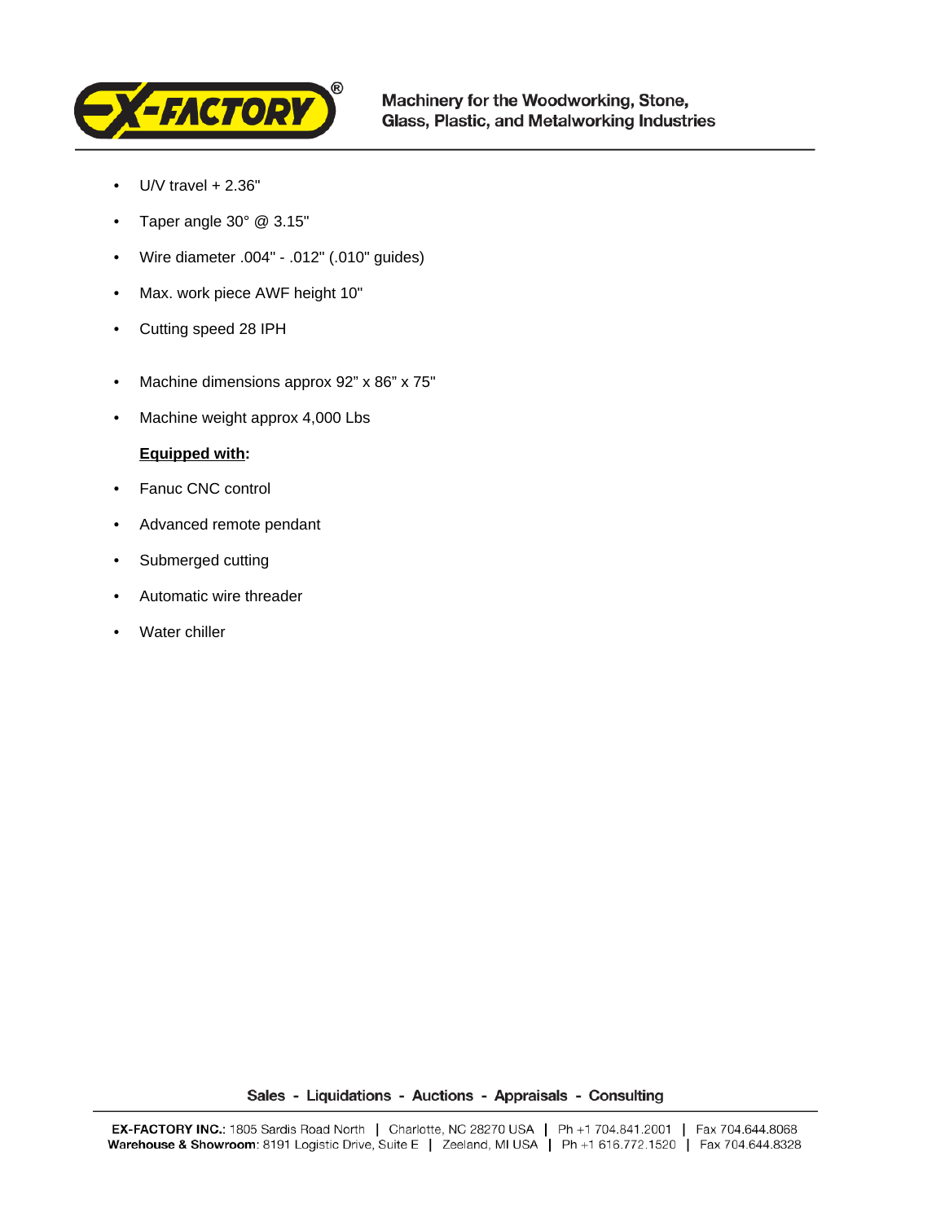- U/V travel + 2.36"
- Taper angle 30° @ 3.15"
- Wire diameter .004" - .012" (.010" guides)
- Max. work piece AWF height 10"
- Cutting speed 28 IPH

- Machine dimensions approx 92" x 86" x 75"
- Machine weight approx 4,000 Lbs

**Equipped with:**

- Fanuc CNC control
- Advanced remote pendant
- Submerged cutting
- Automatic wire threader
- Water chiller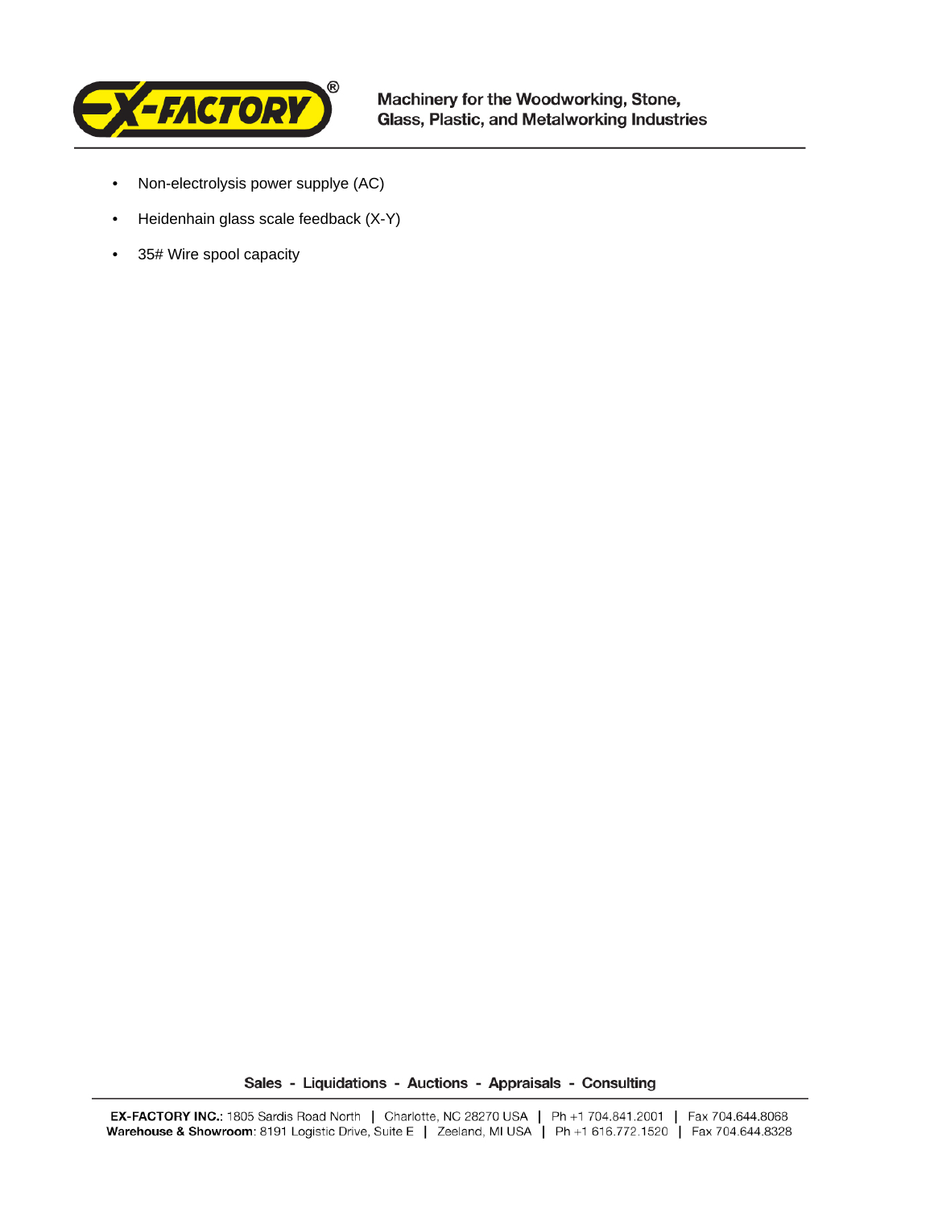- Non-electrolysis power supplye (AC)
- Heidenhain glass scale feedback (X-Y)
- 35# Wire spool capacity